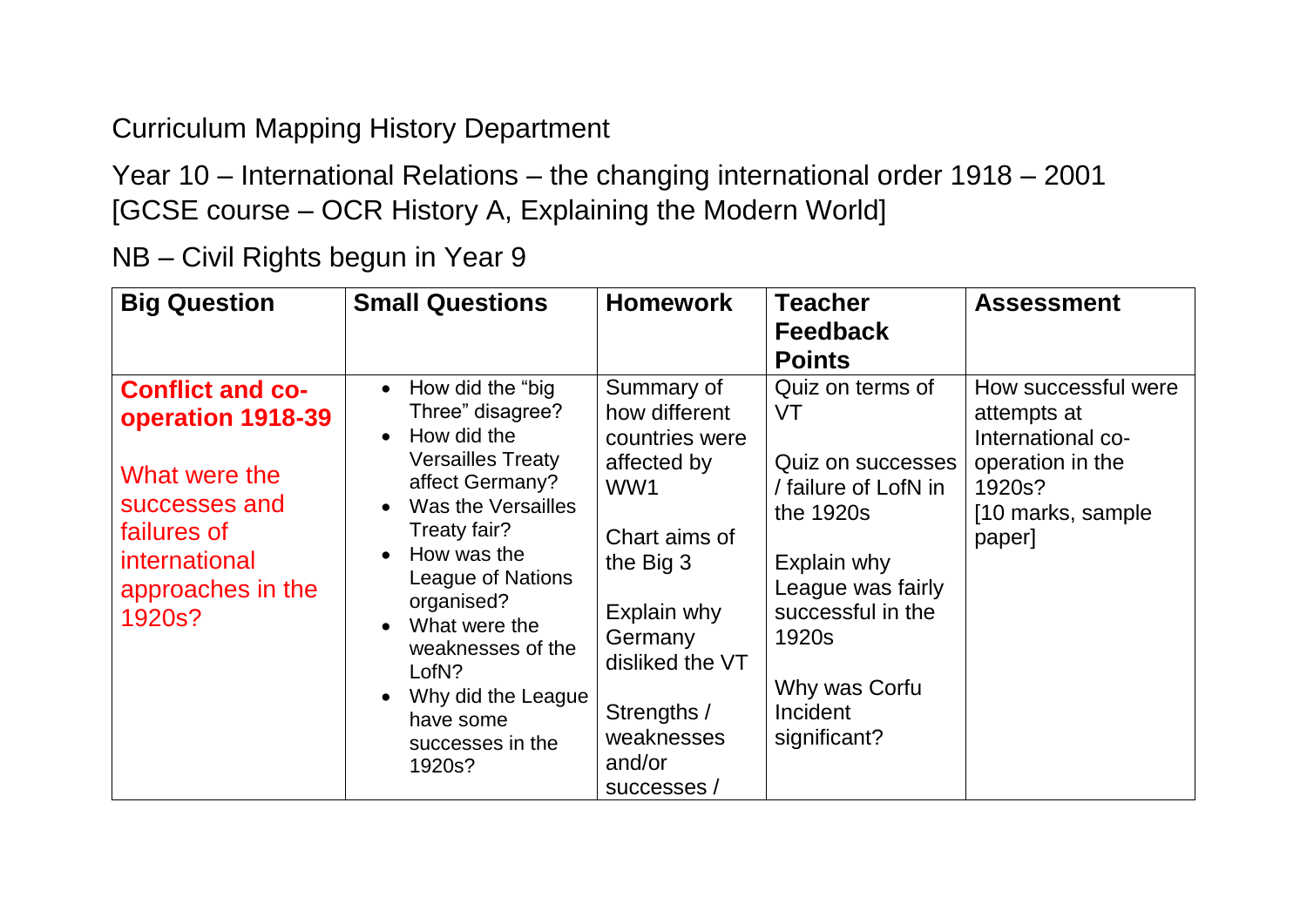Curriculum Mapping History Department

Year 10 – International Relations – the changing international order 1918 – 2001 [GCSE course – OCR History A, Explaining the Modern World]

NB – Civil Rights begun in Year 9

| Big Question | Small Questions | Homework | Teacher Feedback Points | Assessment |
|---|---|---|---|---|
| **Conflict and co-operation 1918-39**<br><br>What were the successes and failures of international approaches in the 1920s? | • How did the "big Three" disagree?<br>• How did the Versailles Treaty affect Germany?<br>• Was the Versailles Treaty fair?<br>• How was the League of Nations organised?<br>• What were the weaknesses of the LofN?<br>• Why did the League have some successes in the 1920s? | Summary of how different countries were affected by WW1<br><br>Chart aims of the Big 3<br><br>Explain why Germany disliked the VT<br><br>Strengths / weaknesses and/or successes / | Quiz on terms of VT<br><br>Quiz on successes / failure of LofN in the 1920s<br><br>Explain why League was fairly successful in the 1920s<br><br>Why was Corfu Incident significant? | How successful were attempts at International co-operation in the 1920s?<br>[10 marks, sample paper] |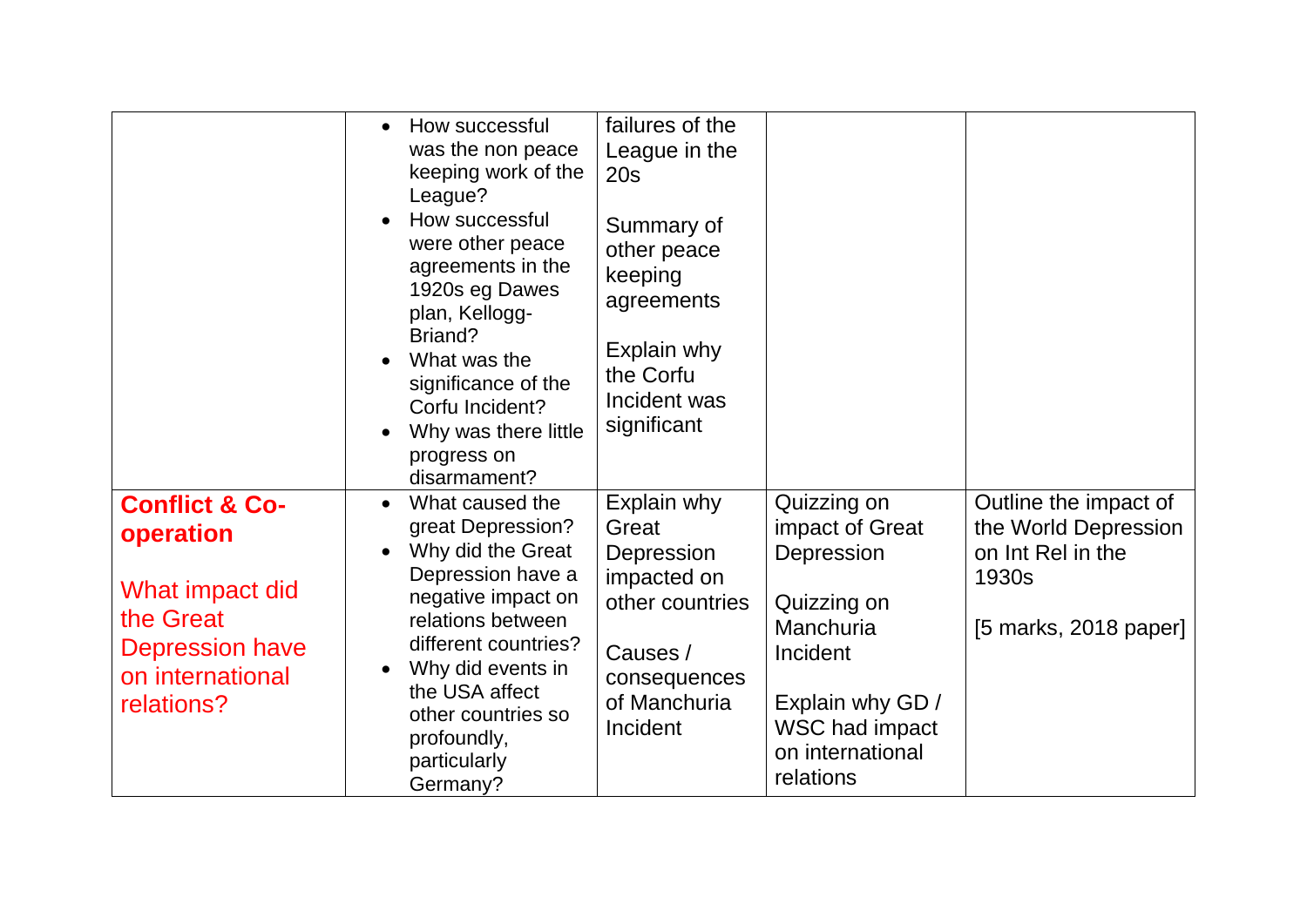|  |  |  |  |  |
|---|---|---|---|---|
|  | • How successful was the non peace keeping work of the League?<br>• How successful were other peace agreements in the 1920s eg Dawes plan, Kellogg-Briand?<br>• What was the significance of the Corfu Incident?<br>• Why was there little progress on disarmament? | failures of the League in the 20s<br><br>Summary of other peace keeping agreements<br><br>Explain why the Corfu Incident was significant |  |  |
| **Conflict & Co-operation**<br><br>What impact did the Great Depression have on international relations? | • What caused the great Depression?<br>• Why did the Great Depression have a negative impact on relations between different countries?<br>• Why did events in the USA affect other countries so profoundly, particularly Germany? | Explain why Great Depression impacted on other countries<br><br>Causes / consequences of Manchuria Incident | Quizzing on impact of Great Depression<br><br>Quizzing on Manchuria Incident<br><br>Explain why GD / WSC had impact on international relations | Outline the impact of the World Depression on Int Rel in the 1930s<br><br>[5 marks, 2018 paper] |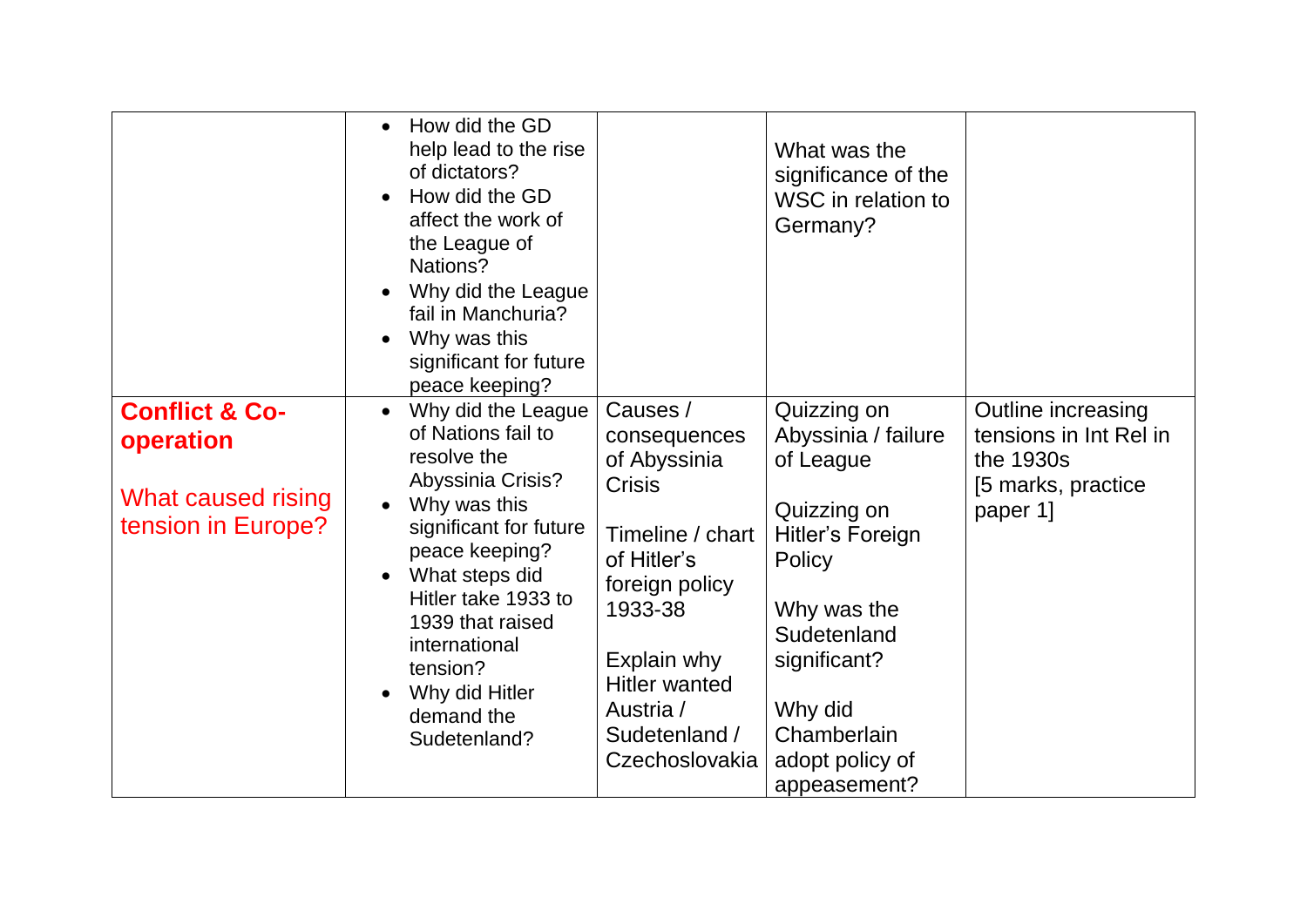| | | | | |
|---|---|---|---|---|
| | • How did the GD help lead to the rise of dictators?<br>• How did the GD affect the work of the League of Nations?<br>• Why did the League fail in Manchuria?<br>• Why was this significant for future peace keeping? | | What was the significance of the WSC in relation to Germany? | |
| **Conflict & Co-operation**<br><br>What caused rising tension in Europe? | • Why did the League of Nations fail to resolve the Abyssinia Crisis?<br>• Why was this significant for future peace keeping?<br>• What steps did Hitler take 1933 to 1939 that raised international tension?<br>• Why did Hitler demand the Sudetenland? | Causes / consequences of Abyssinia Crisis<br><br>Timeline / chart of Hitler's foreign policy 1933-38<br><br>Explain why Hitler wanted Austria / Sudetenland / Czechoslovakia | Quizzing on Abyssinia / failure of League<br><br>Quizzing on Hitler's Foreign Policy<br><br>Why was the Sudetenland significant?<br><br>Why did Chamberlain adopt policy of appeasement? | Outline increasing tensions in Int Rel in the 1930s<br>[5 marks, practice paper 1] |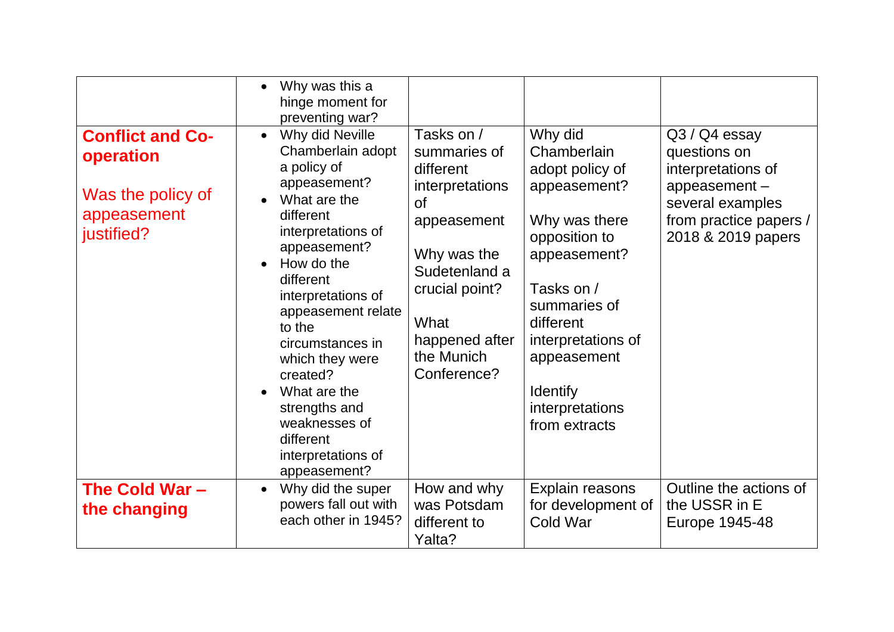| | | | | |
|---|---|---|---|---|
| | • Why was this a hinge moment for preventing war? | | | |
| **Conflict and Co-operation**<br><br>Was the policy of appeasement justified? | • Why did Neville Chamberlain adopt a policy of appeasement?<br>• What are the different interpretations of appeasement?<br>• How do the different interpretations of appeasement relate to the circumstances in which they were created?<br>• What are the strengths and weaknesses of different interpretations of appeasement? | Tasks on / summaries of different interpretations of appeasement<br><br>Why was the Sudetenland a crucial point?<br><br>What happened after the Munich Conference? | Why did Chamberlain adopt policy of appeasement?<br><br>Why was there opposition to appeasement?<br><br>Tasks on / summaries of different interpretations of appeasement<br><br>Identify interpretations from extracts | Q3 / Q4 essay questions on interpretations of appeasement – several examples from practice papers / 2018 & 2019 papers |
| **The Cold War – the changing** | • Why did the super powers fall out with each other in 1945? | How and why was Potsdam different to Yalta? | Explain reasons for development of Cold War | Outline the actions of the USSR in E Europe 1945-48 |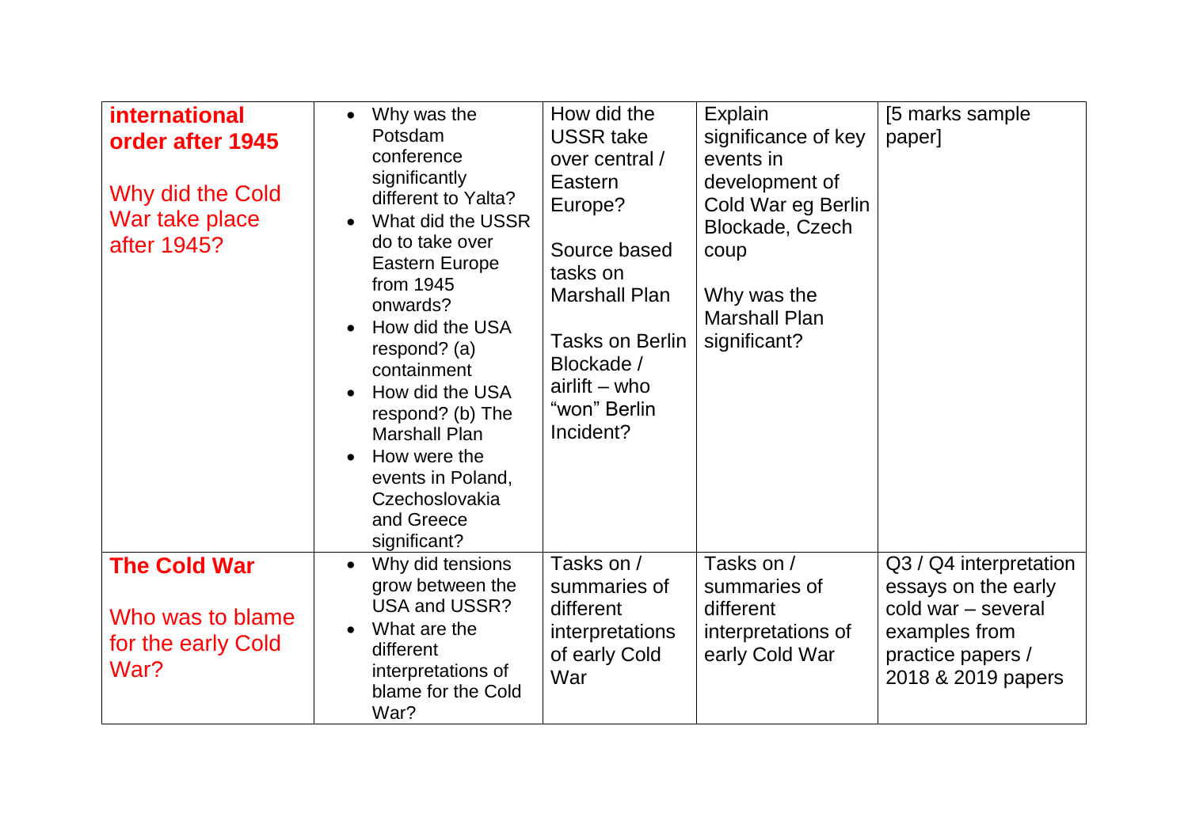| | | | | |
|---|---|---|---|---|
| **international order after 1945**<br><br>Why did the Cold War take place after 1945? | • Why was the Potsdam conference significantly different to Yalta?<br>• What did the USSR do to take over Eastern Europe from 1945 onwards?<br>• How did the USA respond? (a) containment<br>• How did the USA respond? (b) The Marshall Plan<br>• How were the events in Poland, Czechoslovakia and Greece significant? | How did the USSR take over central / Eastern Europe?<br><br>Source based tasks on Marshall Plan<br><br>Tasks on Berlin Blockade / airlift – who "won" Berlin Incident? | Explain significance of key events in development of Cold War eg Berlin Blockade, Czech coup<br><br>Why was the Marshall Plan significant? | [5 marks sample paper] |
| **The Cold War**<br><br>Who was to blame for the early Cold War? | • Why did tensions grow between the USA and USSR?<br>• What are the different interpretations of blame for the Cold War? | Tasks on / summaries of different interpretations of early Cold War | Tasks on / summaries of different interpretations of early Cold War | Q3 / Q4 interpretation essays on the early cold war – several examples from practice papers / 2018 & 2019 papers |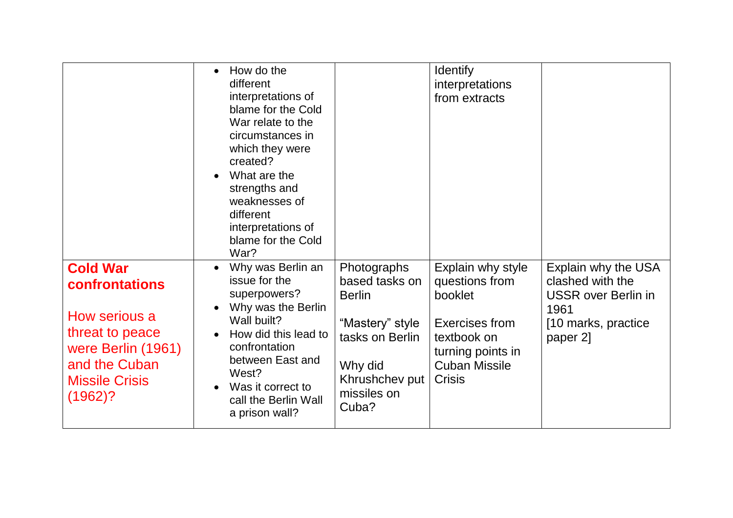| | | | | |
|---|---|---|---|---|
| | • How do the different interpretations of blame for the Cold War relate to the circumstances in which they were created?<br>• What are the strengths and weaknesses of different interpretations of blame for the Cold War? | | Identify interpretations from extracts | |
| **Cold War confrontations**<br><br>How serious a threat to peace were Berlin (1961) and the Cuban Missile Crisis (1962)? | • Why was Berlin an issue for the superpowers?<br>• Why was the Berlin Wall built?<br>• How did this lead to confrontation between East and West?<br>• Was it correct to call the Berlin Wall a prison wall? | Photographs based tasks on Berlin<br><br>"Mastery" style tasks on Berlin<br><br>Why did Khrushchev put missiles on Cuba? | Explain why style questions from booklet<br><br>Exercises from textbook on turning points in Cuban Missile Crisis | Explain why the USA clashed with the USSR over Berlin in 1961<br>[10 marks, practice paper 2] |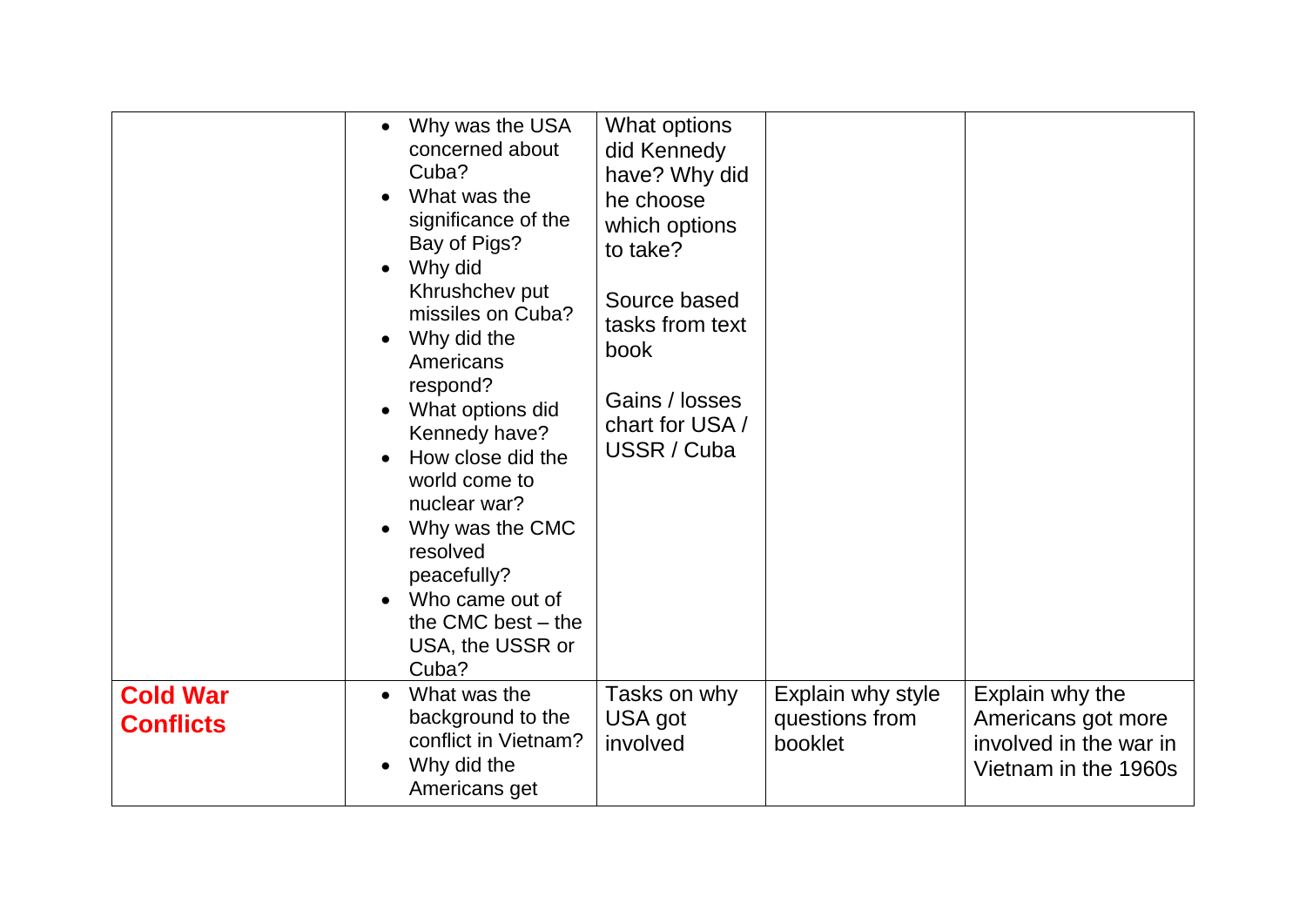| | | | | |
|---|---|---|---|---|
| | • Why was the USA concerned about Cuba?<br>• What was the significance of the Bay of Pigs?<br>• Why did Khrushchev put missiles on Cuba?<br>• Why did the Americans respond?<br>• What options did Kennedy have?<br>• How close did the world come to nuclear war?<br>• Why was the CMC resolved peacefully?<br>• Who came out of the CMC best – the USA, the USSR or Cuba? | What options did Kennedy have? Why did he choose which options to take?<br><br>Source based tasks from text book<br><br>Gains / losses chart for USA / USSR / Cuba | | |
| **Cold War Conflicts** | • What was the background to the conflict in Vietnam?<br>• Why did the Americans get | Tasks on why USA got involved | Explain why style questions from booklet | Explain why the Americans got more involved in the war in Vietnam in the 1960s |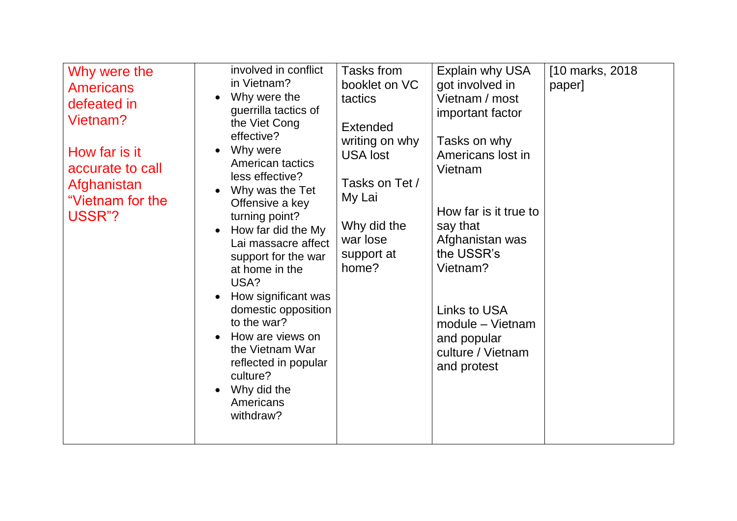| | | | | |
|---|---|---|---|---|
| Why were the Americans defeated in Vietnam?<br><br>How far is it accurate to call Afghanistan "Vietnam for the USSR"? | involved in conflict in Vietnam?<br>• Why were the guerrilla tactics of the Viet Cong effective?<br>• Why were American tactics less effective?<br>• Why was the Tet Offensive a key turning point?<br>• How far did the My Lai massacre affect support for the war at home in the USA?<br>• How significant was domestic opposition to the war?<br>• How are views on the Vietnam War reflected in popular culture?<br>• Why did the Americans withdraw? | Tasks from booklet on VC tactics<br><br>Extended writing on why USA lost<br><br>Tasks on Tet / My Lai<br><br>Why did the war lose support at home? | Explain why USA got involved in Vietnam / most important factor<br><br>Tasks on why Americans lost in Vietnam<br><br>How far is it true to say that Afghanistan was the USSR's Vietnam?<br><br>Links to USA module – Vietnam and popular culture / Vietnam and protest | [10 marks, 2018 paper] |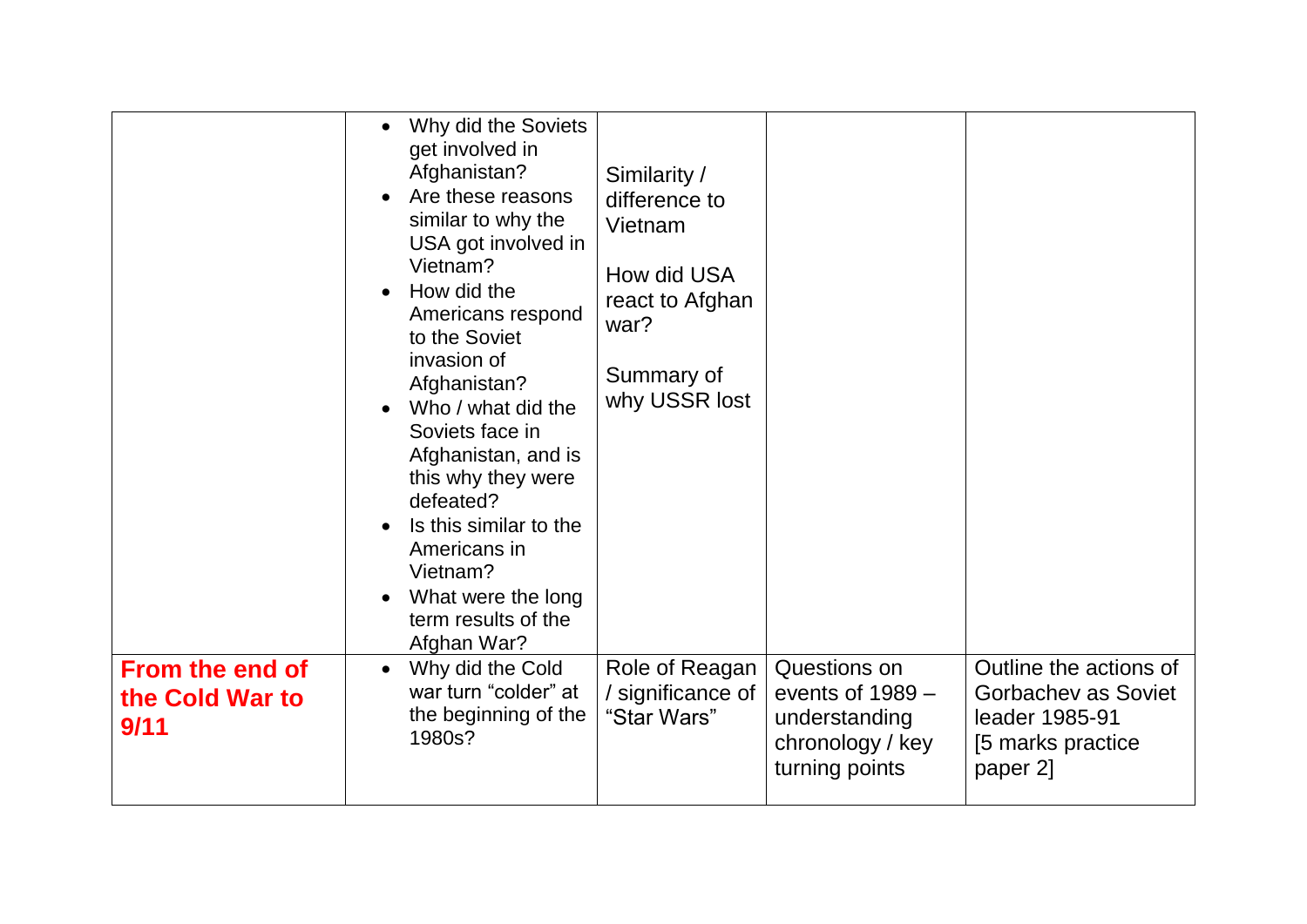| | | | | |
|---|---|---|---|---|
| | • Why did the Soviets get involved in Afghanistan?<br>• Are these reasons similar to why the USA got involved in Vietnam?<br>• How did the Americans respond to the Soviet invasion of Afghanistan?<br>• Who / what did the Soviets face in Afghanistan, and is this why they were defeated?<br>• Is this similar to the Americans in Vietnam?<br>• What were the long term results of the Afghan War? | Similarity / difference to Vietnam<br><br>How did USA react to Afghan war?<br><br>Summary of why USSR lost | | |
| **From the end of the Cold War to 9/11** | • Why did the Cold war turn "colder" at the beginning of the 1980s? | Role of Reagan / significance of "Star Wars" | Questions on events of 1989 – understanding chronology / key turning points | Outline the actions of Gorbachev as Soviet leader 1985-91 [5 marks practice paper 2] |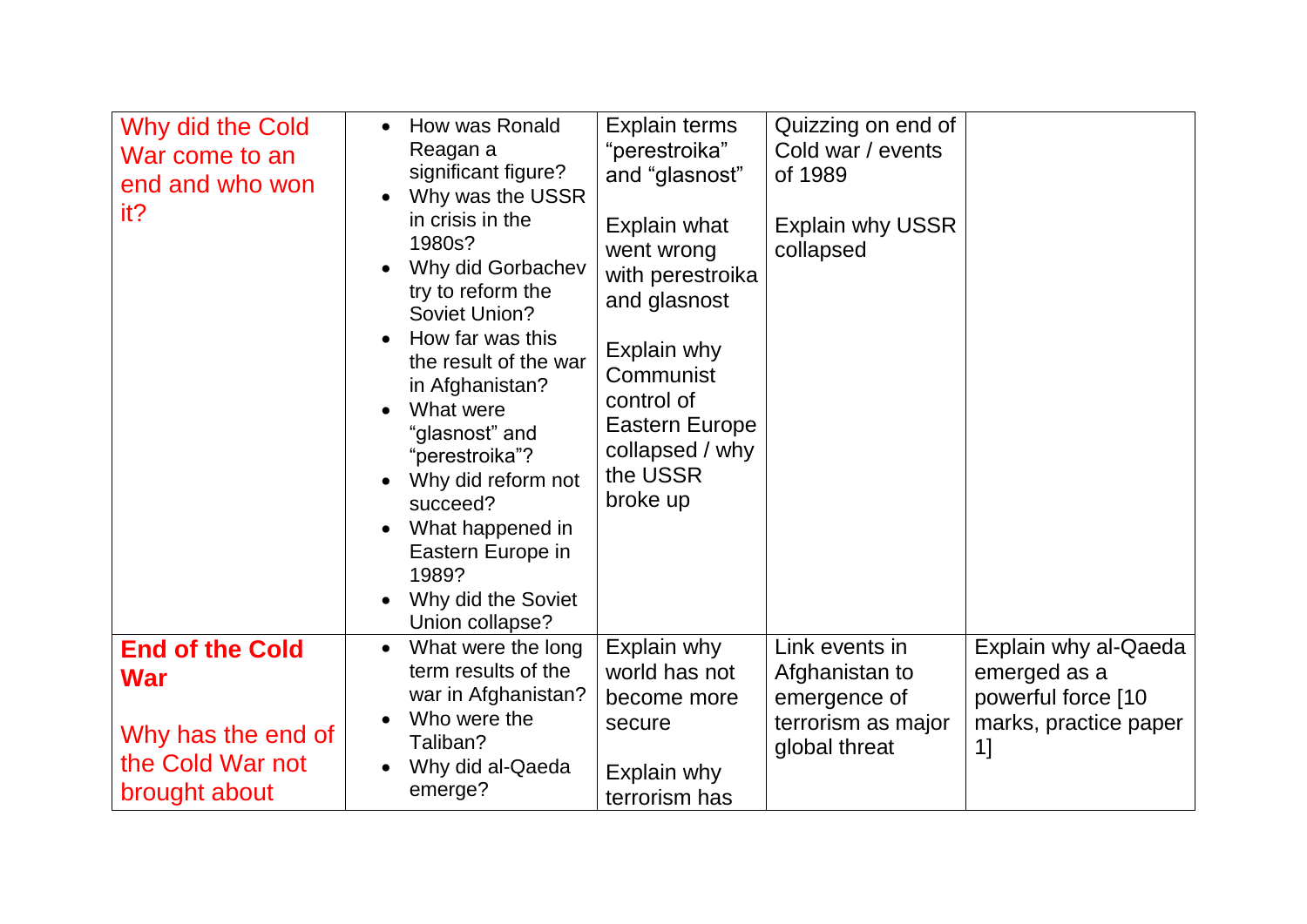| | | | | |
|---|---|---|---|---|
| Why did the Cold War come to an end and who won it? | • How was Ronald Reagan a significant figure?<br>• Why was the USSR in crisis in the 1980s?<br>• Why did Gorbachev try to reform the Soviet Union?<br>• How far was this the result of the war in Afghanistan?<br>• What were "glasnost" and "perestroika"?<br>• Why did reform not succeed?<br>• What happened in Eastern Europe in 1989?<br>• Why did the Soviet Union collapse? | Explain terms "perestroika" and "glasnost"<br><br>Explain what went wrong with perestroika and glasnost<br><br>Explain why Communist control of Eastern Europe collapsed / why the USSR broke up | Quizzing on end of Cold war / events of 1989<br><br>Explain why USSR collapsed | |
| **End of the Cold War**<br><br>Why has the end of the Cold War not brought about | • What were the long term results of the war in Afghanistan?<br>• Who were the Taliban?<br>• Why did al-Qaeda emerge? | Explain why world has not become more secure<br><br>Explain why terrorism has | Link events in Afghanistan to emergence of terrorism as major global threat | Explain why al-Qaeda emerged as a powerful force [10 marks, practice paper 1] |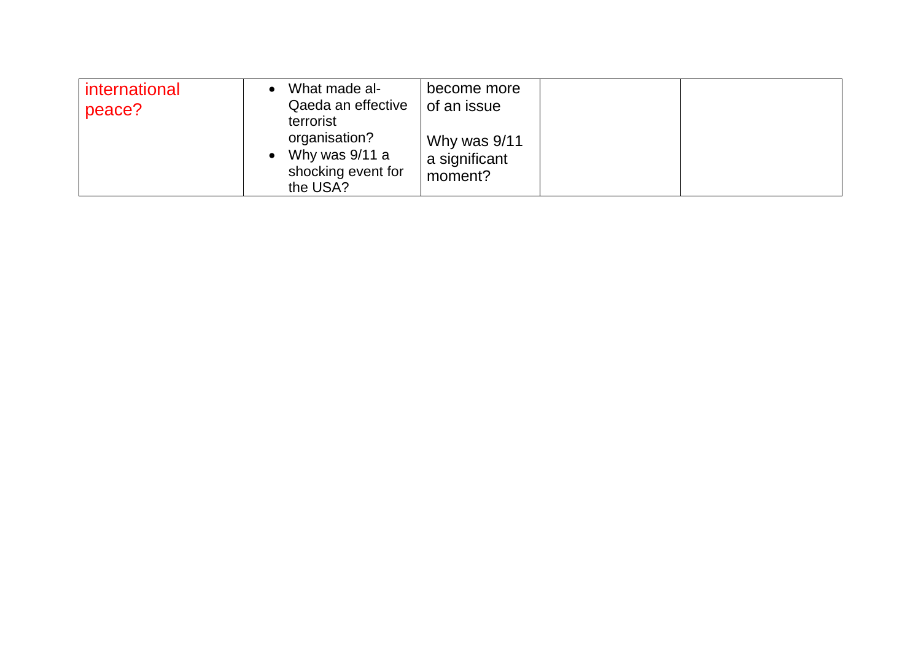| | | | | |
|---|---|---|---|---|
| international peace? | • What made al-Qaeda an effective terrorist organisation?<br>• Why was 9/11 a shocking event for the USA? | become more of an issue<br><br>Why was 9/11 a significant moment? | | |